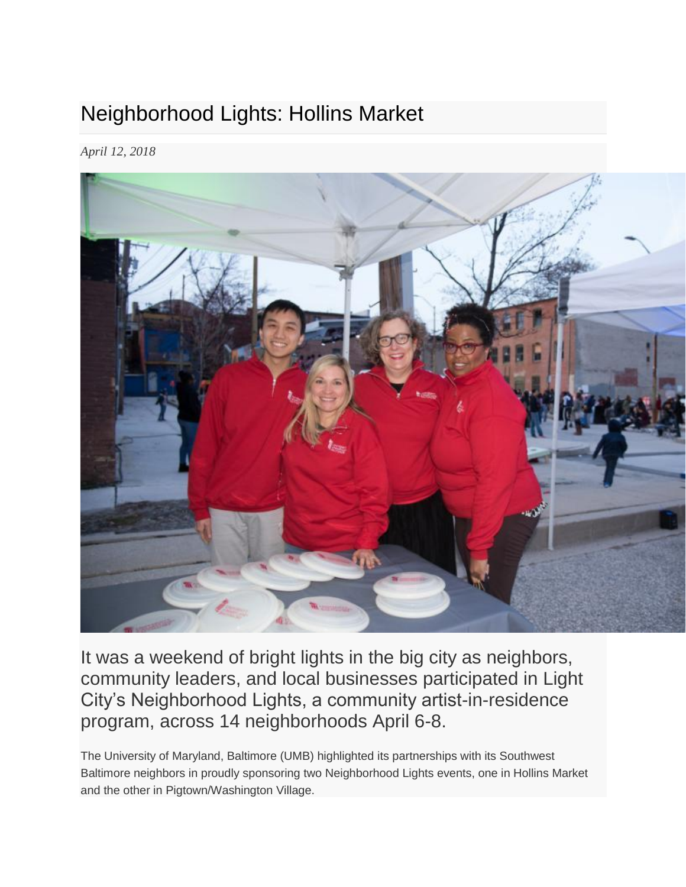# Neighborhood Lights: Hollins Market

*April 12, 2018*

It was a weekend of bright lights in the big city as neighbors, community leaders, and local businesses participated in Light City's Neighborhood Lights, a community artist-in-residence program, across 14 neighborhoods April 6-8.

The University of Maryland, Baltimore (UMB) highlighted its partnerships with its Southwest Baltimore neighbors in proudly sponsoring two Neighborhood Lights events, one in Hollins Market and the other in Pigtown/Washington Village.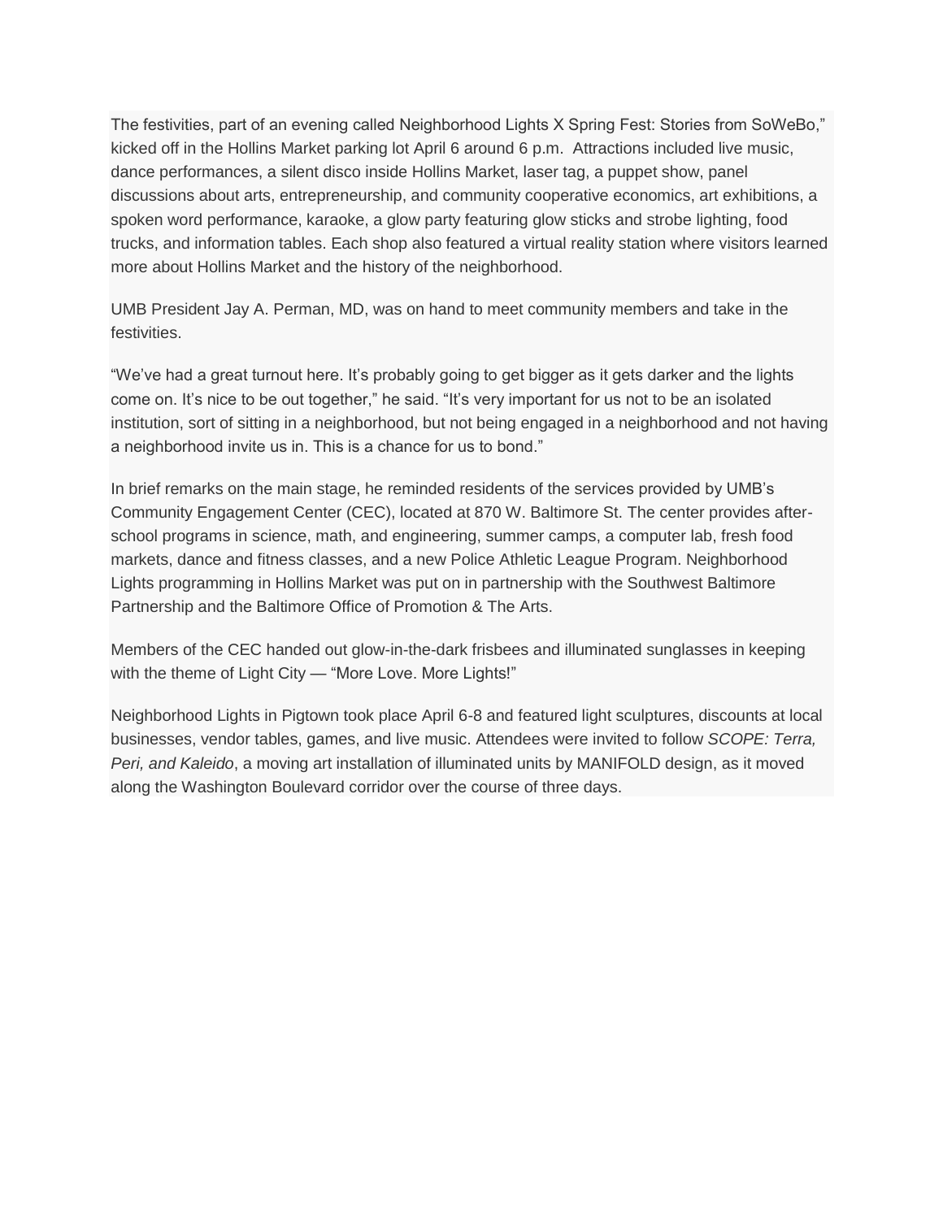The festivities, part of an evening called Neighborhood Lights X Spring Fest: Stories from SoWeBo," kicked off in the Hollins Market parking lot April 6 around 6 p.m. Attractions included live music, dance performances, a silent disco inside Hollins Market, laser tag, a puppet show, panel discussions about arts, entrepreneurship, and community cooperative economics, art exhibitions, a spoken word performance, karaoke, a glow party featuring glow sticks and strobe lighting, food trucks, and information tables. Each shop also featured a virtual reality station where visitors learned more about Hollins Market and the history of the neighborhood.

UMB President Jay A. Perman, MD, was on hand to meet community members and take in the festivities.

"We've had a great turnout here. It's probably going to get bigger as it gets darker and the lights come on. It's nice to be out together," he said. "It's very important for us not to be an isolated institution, sort of sitting in a neighborhood, but not being engaged in a neighborhood and not having a neighborhood invite us in. This is a chance for us to bond."

In brief remarks on the main stage, he reminded residents of the services provided by UMB's Community Engagement Center (CEC), located at 870 W. Baltimore St. The center provides after-school programs in science, math, and engineering, summer camps, a computer lab, fresh food markets, dance and fitness classes, and a new Police Athletic League Program. Neighborhood Lights programming in Hollins Market was put on in partnership with the Southwest Baltimore Partnership and the Baltimore Office of Promotion & The Arts.

Members of the CEC handed out glow-in-the-dark frisbees and illuminated sunglasses in keeping with the theme of Light City — "More Love. More Lights!"

Neighborhood Lights in Pigtown took place April 6-8 and featured light sculptures, discounts at local businesses, vendor tables, games, and live music. Attendees were invited to follow *SCOPE: Terra, Peri, and Kaleido*, a moving art installation of illuminated units by MANIFOLD design, as it moved along the Washington Boulevard corridor over the course of three days.